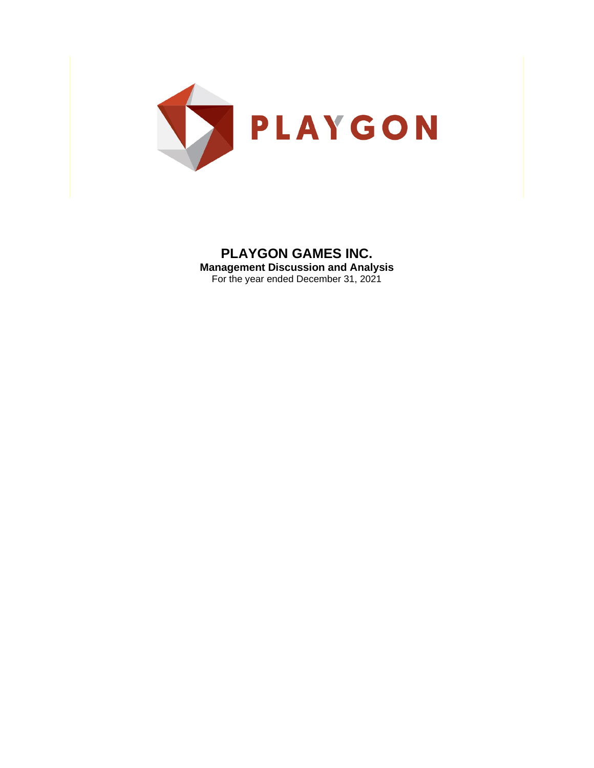PLAYGON

# PLAYGON GAMES INC.

**Management Discussion and Analysis**

For the year ended December 31, 2021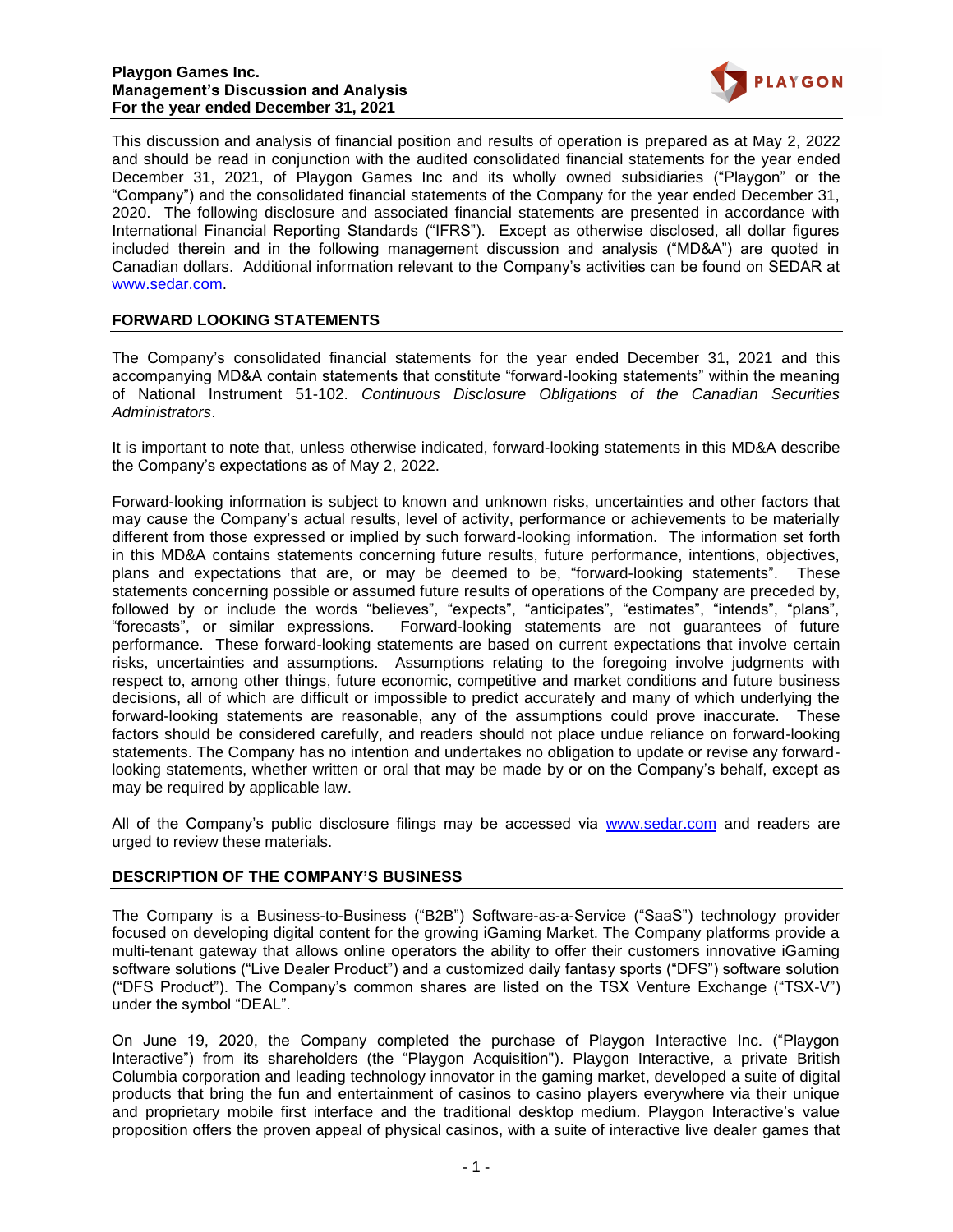This discussion and analysis of financial position and results of operation is prepared as at May 2, 2022 and should be read in conjunction with the audited consolidated financial statements for the year ended December 31, 2021, of Playgon Games Inc and its wholly owned subsidiaries ("Playgon" or the "Company") and the consolidated financial statements of the Company for the year ended December 31, 2020. The following disclosure and associated financial statements are presented in accordance with International Financial Reporting Standards ("IFRS"). Except as otherwise disclosed, all dollar figures included therein and in the following management discussion and analysis ("MD&A") are quoted in Canadian dollars. Additional information relevant to the Company's activities can be found on SEDAR at www.sedar.com.

## FORWARD LOOKING STATEMENTS

The Company's consolidated financial statements for the year ended December 31, 2021 and this accompanying MD&A contain statements that constitute "forward-looking statements" within the meaning of National Instrument 51-102. *Continuous Disclosure Obligations of the Canadian Securities Administrators*.

It is important to note that, unless otherwise indicated, forward-looking statements in this MD&A describe the Company's expectations as of May 2, 2022.

Forward-looking information is subject to known and unknown risks, uncertainties and other factors that may cause the Company's actual results, level of activity, performance or achievements to be materially different from those expressed or implied by such forward-looking information. The information set forth in this MD&A contains statements concerning future results, future performance, intentions, objectives, plans and expectations that are, or may be deemed to be, "forward-looking statements". These statements concerning possible or assumed future results of operations of the Company are preceded by, followed by or include the words "believes", "expects", "anticipates", "estimates", "intends", "plans", "forecasts", or similar expressions. Forward-looking statements are not guarantees of future performance. These forward-looking statements are based on current expectations that involve certain risks, uncertainties and assumptions. Assumptions relating to the foregoing involve judgments with respect to, among other things, future economic, competitive and market conditions and future business decisions, all of which are difficult or impossible to predict accurately and many of which underlying the forward-looking statements are reasonable, any of the assumptions could prove inaccurate. These factors should be considered carefully, and readers should not place undue reliance on forward-looking statements. The Company has no intention and undertakes no obligation to update or revise any forward-looking statements, whether written or oral that may be made by or on the Company's behalf, except as may be required by applicable law.

All of the Company's public disclosure filings may be accessed via www.sedar.com and readers are urged to review these materials.

## DESCRIPTION OF THE COMPANY'S BUSINESS

The Company is a Business-to-Business ("B2B") Software-as-a-Service ("SaaS") technology provider focused on developing digital content for the growing iGaming Market. The Company platforms provide a multi-tenant gateway that allows online operators the ability to offer their customers innovative iGaming software solutions ("Live Dealer Product") and a customized daily fantasy sports ("DFS") software solution ("DFS Product"). The Company's common shares are listed on the TSX Venture Exchange ("TSX-V") under the symbol "DEAL".

On June 19, 2020, the Company completed the purchase of Playgon Interactive Inc. ("Playgon Interactive") from its shareholders (the "Playgon Acquisition"). Playgon Interactive, a private British Columbia corporation and leading technology innovator in the gaming market, developed a suite of digital products that bring the fun and entertainment of casinos to casino players everywhere via their unique and proprietary mobile first interface and the traditional desktop medium. Playgon Interactive's value proposition offers the proven appeal of physical casinos, with a suite of interactive live dealer games that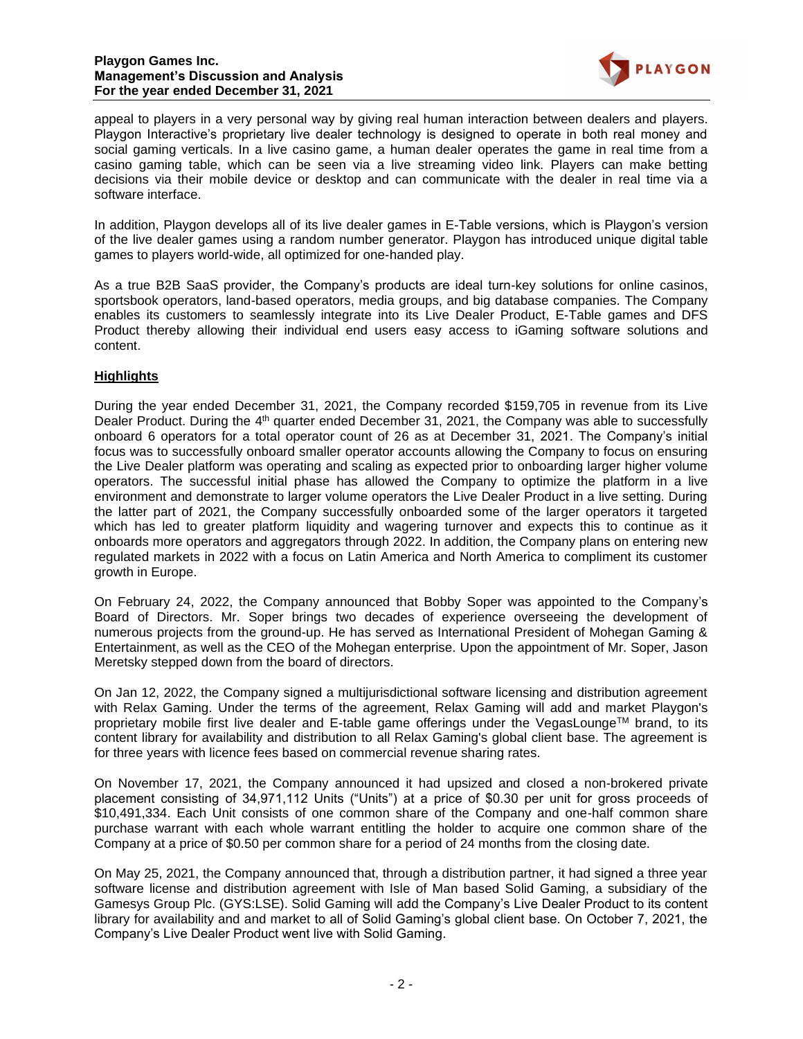appeal to players in a very personal way by giving real human interaction between dealers and players. Playgon Interactive's proprietary live dealer technology is designed to operate in both real money and social gaming verticals. In a live casino game, a human dealer operates the game in real time from a casino gaming table, which can be seen via a live streaming video link. Players can make betting decisions via their mobile device or desktop and can communicate with the dealer in real time via a software interface.

In addition, Playgon develops all of its live dealer games in E-Table versions, which is Playgon's version of the live dealer games using a random number generator. Playgon has introduced unique digital table games to players world-wide, all optimized for one-handed play.

As a true B2B SaaS provider, the Company's products are ideal turn-key solutions for online casinos, sportsbook operators, land-based operators, media groups, and big database companies. The Company enables its customers to seamlessly integrate into its Live Dealer Product, E-Table games and DFS Product thereby allowing their individual end users easy access to iGaming software solutions and content.

## Highlights

During the year ended December 31, 2021, the Company recorded $159,705 in revenue from its Live Dealer Product. During the 4th quarter ended December 31, 2021, the Company was able to successfully onboard 6 operators for a total operator count of 26 as at December 31, 2021. The Company's initial focus was to successfully onboard smaller operator accounts allowing the Company to focus on ensuring the Live Dealer platform was operating and scaling as expected prior to onboarding larger higher volume operators. The successful initial phase has allowed the Company to optimize the platform in a live environment and demonstrate to larger volume operators the Live Dealer Product in a live setting. During the latter part of 2021, the Company successfully onboarded some of the larger operators it targeted which has led to greater platform liquidity and wagering turnover and expects this to continue as it onboards more operators and aggregators through 2022. In addition, the Company plans on entering new regulated markets in 2022 with a focus on Latin America and North America to compliment its customer growth in Europe.

On February 24, 2022, the Company announced that Bobby Soper was appointed to the Company's Board of Directors. Mr. Soper brings two decades of experience overseeing the development of numerous projects from the ground-up. He has served as International President of Mohegan Gaming & Entertainment, as well as the CEO of the Mohegan enterprise. Upon the appointment of Mr. Soper, Jason Meretsky stepped down from the board of directors.

On Jan 12, 2022, the Company signed a multijurisdictional software licensing and distribution agreement with Relax Gaming. Under the terms of the agreement, Relax Gaming will add and market Playgon's proprietary mobile first live dealer and E-table game offerings under the VegasLounge™ brand, to its content library for availability and distribution to all Relax Gaming's global client base. The agreement is for three years with licence fees based on commercial revenue sharing rates.

On November 17, 2021, the Company announced it had upsized and closed a non-brokered private placement consisting of 34,971,112 Units ("Units") at a price of $0.30 per unit for gross proceeds of $10,491,334. Each Unit consists of one common share of the Company and one-half common share purchase warrant with each whole warrant entitling the holder to acquire one common share of the Company at a price of $0.50 per common share for a period of 24 months from the closing date.

On May 25, 2021, the Company announced that, through a distribution partner, it had signed a three year software license and distribution agreement with Isle of Man based Solid Gaming, a subsidiary of the Gamesys Group Plc. (GYS:LSE). Solid Gaming will add the Company's Live Dealer Product to its content library for availability and and market to all of Solid Gaming's global client base. On October 7, 2021, the Company's Live Dealer Product went live with Solid Gaming.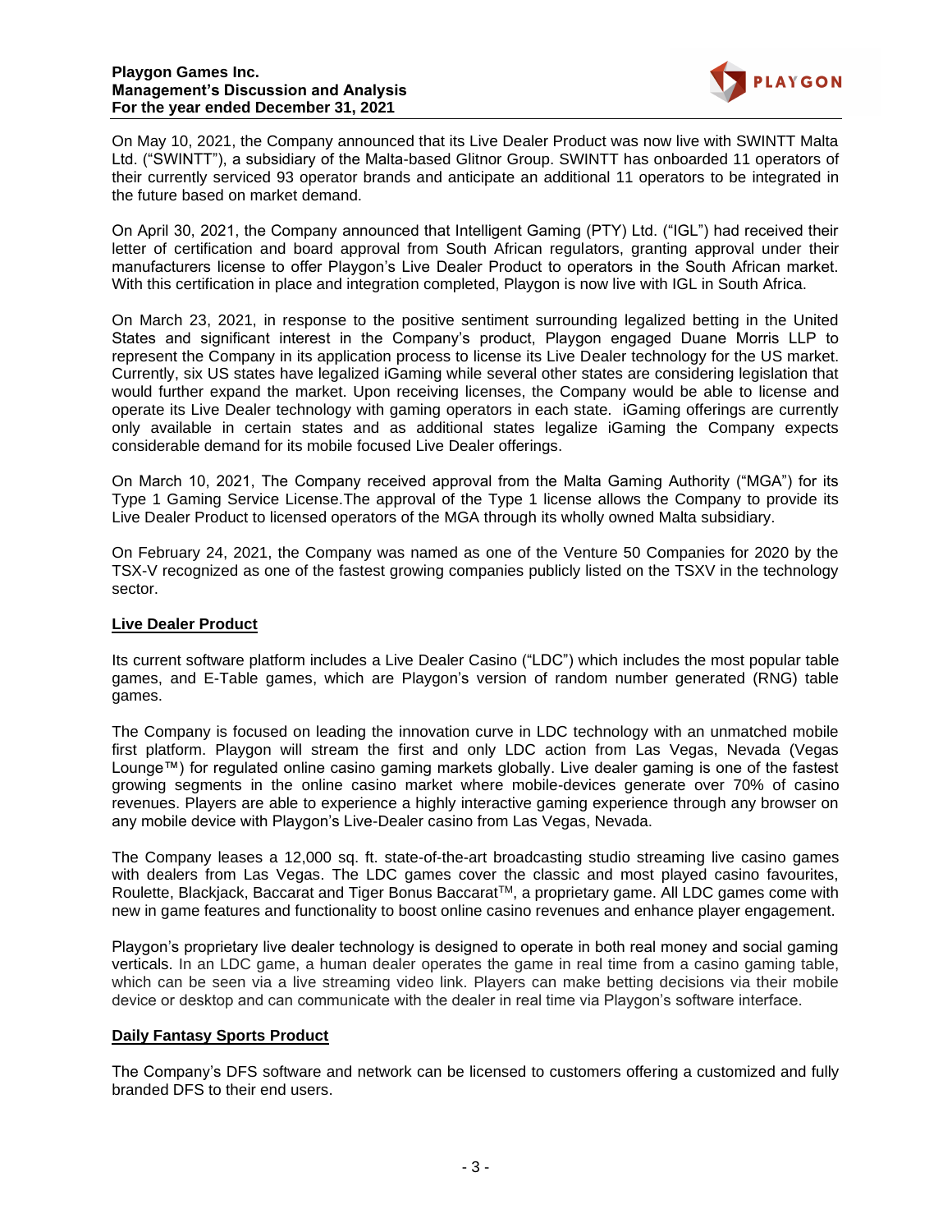On May 10, 2021, the Company announced that its Live Dealer Product was now live with SWINTT Malta Ltd. ("SWINTT"), a subsidiary of the Malta-based Glitnor Group. SWINTT has onboarded 11 operators of their currently serviced 93 operator brands and anticipate an additional 11 operators to be integrated in the future based on market demand.

On April 30, 2021, the Company announced that Intelligent Gaming (PTY) Ltd. ("IGL") had received their letter of certification and board approval from South African regulators, granting approval under their manufacturers license to offer Playgon's Live Dealer Product to operators in the South African market. With this certification in place and integration completed, Playgon is now live with IGL in South Africa.

On March 23, 2021, in response to the positive sentiment surrounding legalized betting in the United States and significant interest in the Company's product, Playgon engaged Duane Morris LLP to represent the Company in its application process to license its Live Dealer technology for the US market. Currently, six US states have legalized iGaming while several other states are considering legislation that would further expand the market. Upon receiving licenses, the Company would be able to license and operate its Live Dealer technology with gaming operators in each state. iGaming offerings are currently only available in certain states and as additional states legalize iGaming the Company expects considerable demand for its mobile focused Live Dealer offerings.

On March 10, 2021, The Company received approval from the Malta Gaming Authority ("MGA") for its Type 1 Gaming Service License.The approval of the Type 1 license allows the Company to provide its Live Dealer Product to licensed operators of the MGA through its wholly owned Malta subsidiary.

On February 24, 2021, the Company was named as one of the Venture 50 Companies for 2020 by the TSX-V recognized as one of the fastest growing companies publicly listed on the TSXV in the technology sector.

## Live Dealer Product

Its current software platform includes a Live Dealer Casino ("LDC") which includes the most popular table games, and E-Table games, which are Playgon's version of random number generated (RNG) table games.

The Company is focused on leading the innovation curve in LDC technology with an unmatched mobile first platform. Playgon will stream the first and only LDC action from Las Vegas, Nevada (Vegas Lounge™) for regulated online casino gaming markets globally. Live dealer gaming is one of the fastest growing segments in the online casino market where mobile-devices generate over 70% of casino revenues. Players are able to experience a highly interactive gaming experience through any browser on any mobile device with Playgon's Live-Dealer casino from Las Vegas, Nevada.

The Company leases a 12,000 sq. ft. state-of-the-art broadcasting studio streaming live casino games with dealers from Las Vegas. The LDC games cover the classic and most played casino favourites, Roulette, Blackjack, Baccarat and Tiger Bonus Baccarat™, a proprietary game. All LDC games come with new in game features and functionality to boost online casino revenues and enhance player engagement.

Playgon's proprietary live dealer technology is designed to operate in both real money and social gaming verticals. In an LDC game, a human dealer operates the game in real time from a casino gaming table, which can be seen via a live streaming video link. Players can make betting decisions via their mobile device or desktop and can communicate with the dealer in real time via Playgon's software interface.

## Daily Fantasy Sports Product

The Company's DFS software and network can be licensed to customers offering a customized and fully branded DFS to their end users.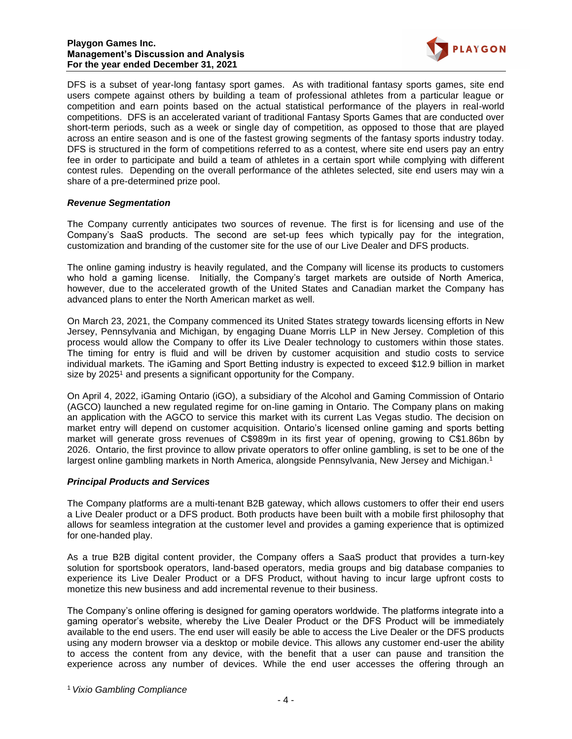DFS is a subset of year-long fantasy sport games. As with traditional fantasy sports games, site end users compete against others by building a team of professional athletes from a particular league or competition and earn points based on the actual statistical performance of the players in real-world competitions. DFS is an accelerated variant of traditional Fantasy Sports Games that are conducted over short-term periods, such as a week or single day of competition, as opposed to those that are played across an entire season and is one of the fastest growing segments of the fantasy sports industry today. DFS is structured in the form of competitions referred to as a contest, where site end users pay an entry fee in order to participate and build a team of athletes in a certain sport while complying with different contest rules. Depending on the overall performance of the athletes selected, site end users may win a share of a pre-determined prize pool.

***Revenue Segmentation***

The Company currently anticipates two sources of revenue. The first is for licensing and use of the Company's SaaS products. The second are set-up fees which typically pay for the integration, customization and branding of the customer site for the use of our Live Dealer and DFS products.

The online gaming industry is heavily regulated, and the Company will license its products to customers who hold a gaming license. Initially, the Company's target markets are outside of North America, however, due to the accelerated growth of the United States and Canadian market the Company has advanced plans to enter the North American market as well.

On March 23, 2021, the Company commenced its United States strategy towards licensing efforts in New Jersey, Pennsylvania and Michigan, by engaging Duane Morris LLP in New Jersey. Completion of this process would allow the Company to offer its Live Dealer technology to customers within those states. The timing for entry is fluid and will be driven by customer acquisition and studio costs to service individual markets. The iGaming and Sport Betting industry is expected to exceed $12.9 billion in market size by 2025[1] and presents a significant opportunity for the Company.

On April 4, 2022, iGaming Ontario (iGO), a subsidiary of the Alcohol and Gaming Commission of Ontario (AGCO) launched a new regulated regime for on-line gaming in Ontario. The Company plans on making an application with the AGCO to service this market with its current Las Vegas studio. The decision on market entry will depend on customer acquisition. Ontario's licensed online gaming and sports betting market will generate gross revenues of C$989m in its first year of opening, growing to C$1.86bn by 2026. Ontario, the first province to allow private operators to offer online gambling, is set to be one of the largest online gambling markets in North America, alongside Pennsylvania, New Jersey and Michigan.[1]

***Principal Products and Services***

The Company platforms are a multi-tenant B2B gateway, which allows customers to offer their end users a Live Dealer product or a DFS product. Both products have been built with a mobile first philosophy that allows for seamless integration at the customer level and provides a gaming experience that is optimized for one-handed play.

As a true B2B digital content provider, the Company offers a SaaS product that provides a turn-key solution for sportsbook operators, land-based operators, media groups and big database companies to experience its Live Dealer Product or a DFS Product, without having to incur large upfront costs to monetize this new business and add incremental revenue to their business.

The Company's online offering is designed for gaming operators worldwide. The platforms integrate into a gaming operator's website, whereby the Live Dealer Product or the DFS Product will be immediately available to the end users. The end user will easily be able to access the Live Dealer or the DFS products using any modern browser via a desktop or mobile device. This allows any customer end-user the ability to access the content from any device, with the benefit that a user can pause and transition the experience across any number of devices. While the end user accesses the offering through an

[1] *Vixio Gambling Compliance*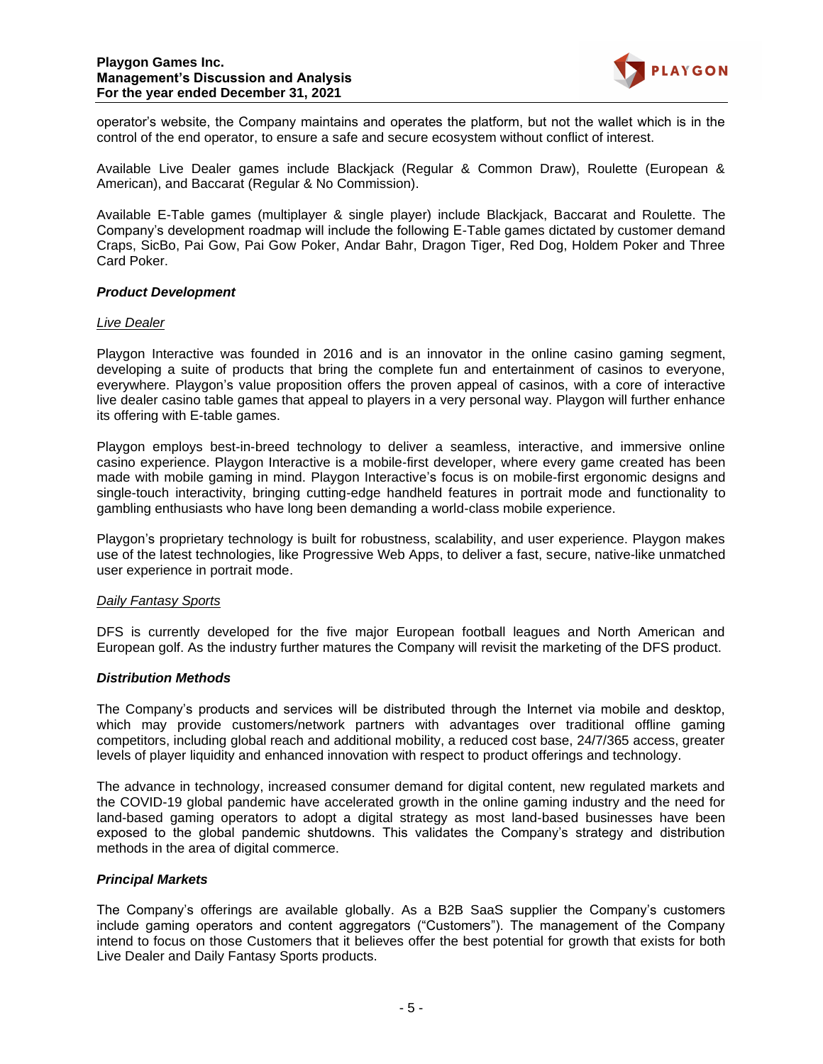operator's website, the Company maintains and operates the platform, but not the wallet which is in the control of the end operator, to ensure a safe and secure ecosystem without conflict of interest.

Available Live Dealer games include Blackjack (Regular & Common Draw), Roulette (European & American), and Baccarat (Regular & No Commission).

Available E-Table games (multiplayer & single player) include Blackjack, Baccarat and Roulette. The Company's development roadmap will include the following E-Table games dictated by customer demand Craps, SicBo, Pai Gow, Pai Gow Poker, Andar Bahr, Dragon Tiger, Red Dog, Holdem Poker and Three Card Poker.

***Product Development***

<u>Live Dealer</u>

Playgon Interactive was founded in 2016 and is an innovator in the online casino gaming segment, developing a suite of products that bring the complete fun and entertainment of casinos to everyone, everywhere. Playgon's value proposition offers the proven appeal of casinos, with a core of interactive live dealer casino table games that appeal to players in a very personal way. Playgon will further enhance its offering with E-table games.

Playgon employs best-in-breed technology to deliver a seamless, interactive, and immersive online casino experience. Playgon Interactive is a mobile-first developer, where every game created has been made with mobile gaming in mind. Playgon Interactive's focus is on mobile-first ergonomic designs and single-touch interactivity, bringing cutting-edge handheld features in portrait mode and functionality to gambling enthusiasts who have long been demanding a world-class mobile experience.

Playgon's proprietary technology is built for robustness, scalability, and user experience. Playgon makes use of the latest technologies, like Progressive Web Apps, to deliver a fast, secure, native-like unmatched user experience in portrait mode.

<u>Daily Fantasy Sports</u>

DFS is currently developed for the five major European football leagues and North American and European golf. As the industry further matures the Company will revisit the marketing of the DFS product.

***Distribution Methods***

The Company's products and services will be distributed through the Internet via mobile and desktop, which may provide customers/network partners with advantages over traditional offline gaming competitors, including global reach and additional mobility, a reduced cost base, 24/7/365 access, greater levels of player liquidity and enhanced innovation with respect to product offerings and technology.

The advance in technology, increased consumer demand for digital content, new regulated markets and the COVID-19 global pandemic have accelerated growth in the online gaming industry and the need for land-based gaming operators to adopt a digital strategy as most land-based businesses have been exposed to the global pandemic shutdowns. This validates the Company's strategy and distribution methods in the area of digital commerce.

***Principal Markets***

The Company's offerings are available globally. As a B2B SaaS supplier the Company's customers include gaming operators and content aggregators ("Customers"). The management of the Company intend to focus on those Customers that it believes offer the best potential for growth that exists for both Live Dealer and Daily Fantasy Sports products.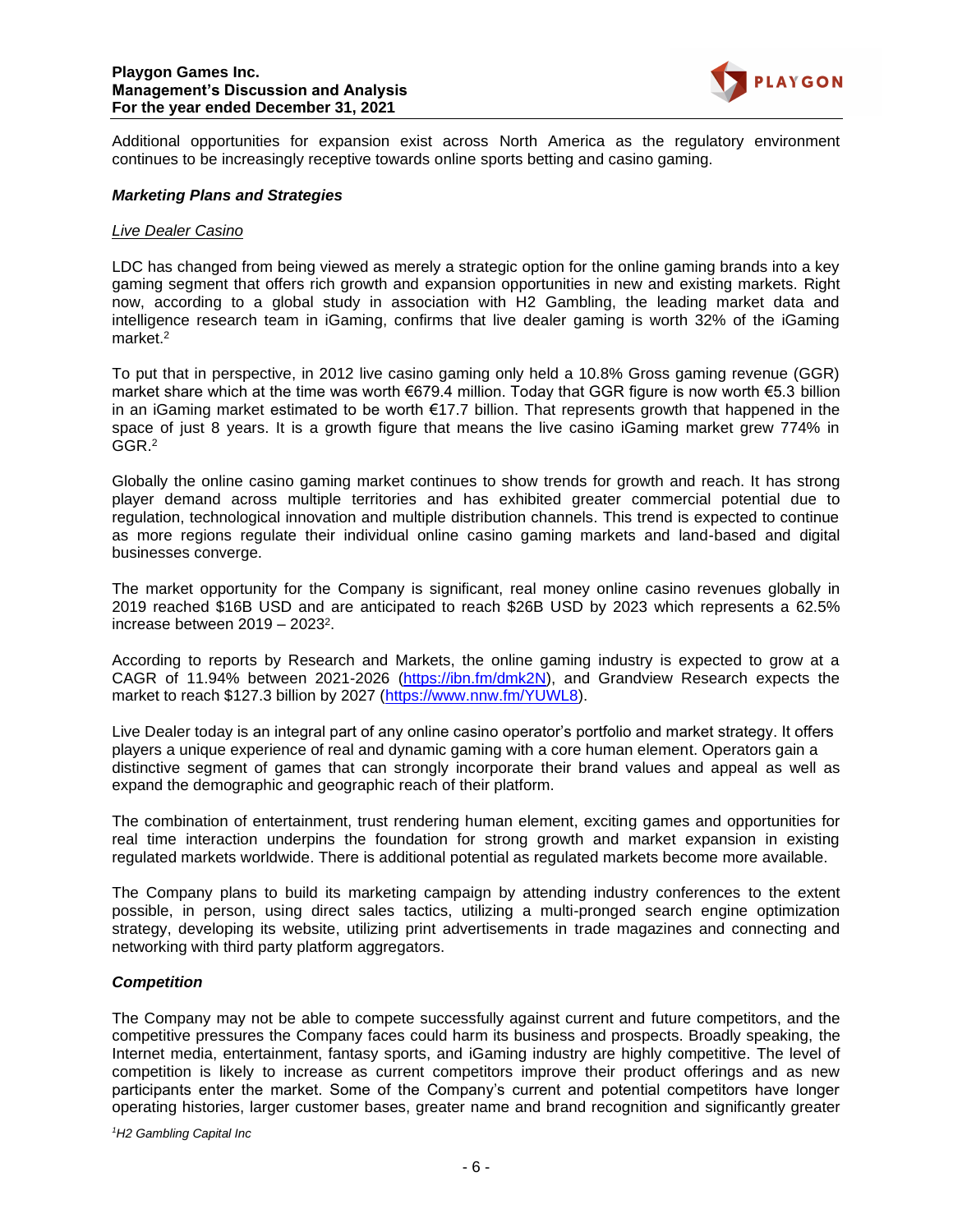Additional opportunities for expansion exist across North America as the regulatory environment continues to be increasingly receptive towards online sports betting and casino gaming.

***Marketing Plans and Strategies***

*Live Dealer Casino*

LDC has changed from being viewed as merely a strategic option for the online gaming brands into a key gaming segment that offers rich growth and expansion opportunities in new and existing markets. Right now, according to a global study in association with H2 Gambling, the leading market data and intelligence research team in iGaming, confirms that live dealer gaming is worth 32% of the iGaming market.[2]

To put that in perspective, in 2012 live casino gaming only held a 10.8% Gross gaming revenue (GGR) market share which at the time was worth €679.4 million. Today that GGR figure is now worth €5.3 billion in an iGaming market estimated to be worth €17.7 billion. That represents growth that happened in the space of just 8 years. It is a growth figure that means the live casino iGaming market grew 774% in GGR.[2]

Globally the online casino gaming market continues to show trends for growth and reach. It has strong player demand across multiple territories and has exhibited greater commercial potential due to regulation, technological innovation and multiple distribution channels. This trend is expected to continue as more regions regulate their individual online casino gaming markets and land-based and digital businesses converge.

The market opportunity for the Company is significant, real money online casino revenues globally in 2019 reached $16B USD and are anticipated to reach $26B USD by 2023 which represents a 62.5% increase between 2019 – 2023[2].

According to reports by Research and Markets, the online gaming industry is expected to grow at a CAGR of 11.94% between 2021-2026 (https://ibn.fm/dmk2N), and Grandview Research expects the market to reach $127.3 billion by 2027 (https://www.nnw.fm/YUWL8).

Live Dealer today is an integral part of any online casino operator's portfolio and market strategy. It offers players a unique experience of real and dynamic gaming with a core human element. Operators gain a distinctive segment of games that can strongly incorporate their brand values and appeal as well as expand the demographic and geographic reach of their platform.

The combination of entertainment, trust rendering human element, exciting games and opportunities for real time interaction underpins the foundation for strong growth and market expansion in existing regulated markets worldwide. There is additional potential as regulated markets become more available.

The Company plans to build its marketing campaign by attending industry conferences to the extent possible, in person, using direct sales tactics, utilizing a multi-pronged search engine optimization strategy, developing its website, utilizing print advertisements in trade magazines and connecting and networking with third party platform aggregators.

***Competition***

The Company may not be able to compete successfully against current and future competitors, and the competitive pressures the Company faces could harm its business and prospects. Broadly speaking, the Internet media, entertainment, fantasy sports, and iGaming industry are highly competitive. The level of competition is likely to increase as current competitors improve their product offerings and as new participants enter the market. Some of the Company's current and potential competitors have longer operating histories, larger customer bases, greater name and brand recognition and significantly greater

[1] *H2 Gambling Capital Inc*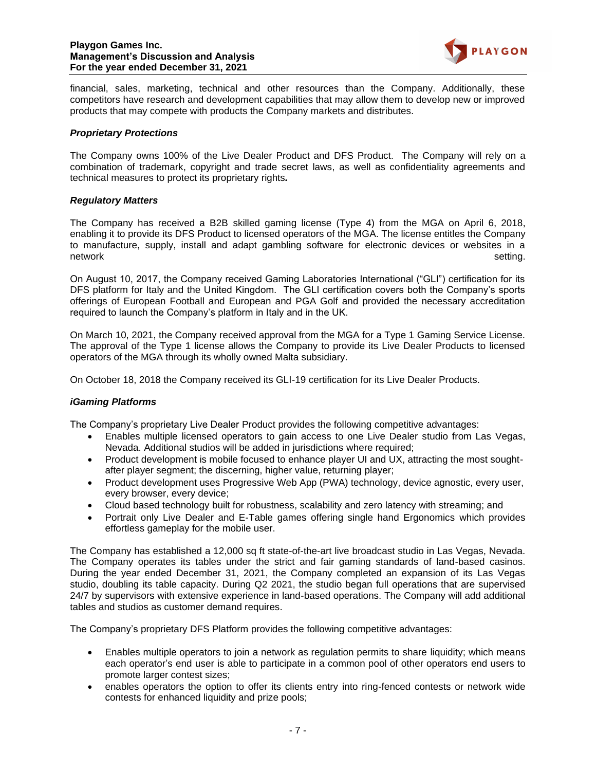financial, sales, marketing, technical and other resources than the Company. Additionally, these competitors have research and development capabilities that may allow them to develop new or improved products that may compete with products the Company markets and distributes.

***Proprietary Protections***

The Company owns 100% of the Live Dealer Product and DFS Product. The Company will rely on a combination of trademark, copyright and trade secret laws, as well as confidentiality agreements and technical measures to protect its proprietary rights***.***

***Regulatory Matters***

The Company has received a B2B skilled gaming license (Type 4) from the MGA on April 6, 2018, enabling it to provide its DFS Product to licensed operators of the MGA. The license entitles the Company to manufacture, supply, install and adapt gambling software for electronic devices or websites in a network setting.

On August 10, 2017, the Company received Gaming Laboratories International ("GLI") certification for its DFS platform for Italy and the United Kingdom. The GLI certification covers both the Company's sports offerings of European Football and European and PGA Golf and provided the necessary accreditation required to launch the Company's platform in Italy and in the UK.

On March 10, 2021, the Company received approval from the MGA for a Type 1 Gaming Service License. The approval of the Type 1 license allows the Company to provide its Live Dealer Products to licensed operators of the MGA through its wholly owned Malta subsidiary.

On October 18, 2018 the Company received its GLI-19 certification for its Live Dealer Products.

***iGaming Platforms***

The Company's proprietary Live Dealer Product provides the following competitive advantages:

- Enables multiple licensed operators to gain access to one Live Dealer studio from Las Vegas, Nevada. Additional studios will be added in jurisdictions where required;
- Product development is mobile focused to enhance player UI and UX, attracting the most sought-after player segment; the discerning, higher value, returning player;
- Product development uses Progressive Web App (PWA) technology, device agnostic, every user, every browser, every device;
- Cloud based technology built for robustness, scalability and zero latency with streaming; and
- Portrait only Live Dealer and E-Table games offering single hand Ergonomics which provides effortless gameplay for the mobile user.

The Company has established a 12,000 sq ft state-of-the-art live broadcast studio in Las Vegas, Nevada. The Company operates its tables under the strict and fair gaming standards of land-based casinos. During the year ended December 31, 2021, the Company completed an expansion of its Las Vegas studio, doubling its table capacity. During Q2 2021, the studio began full operations that are supervised 24/7 by supervisors with extensive experience in land-based operations. The Company will add additional tables and studios as customer demand requires.

The Company's proprietary DFS Platform provides the following competitive advantages:

- Enables multiple operators to join a network as regulation permits to share liquidity; which means each operator's end user is able to participate in a common pool of other operators end users to promote larger contest sizes;
- enables operators the option to offer its clients entry into ring-fenced contests or network wide contests for enhanced liquidity and prize pools;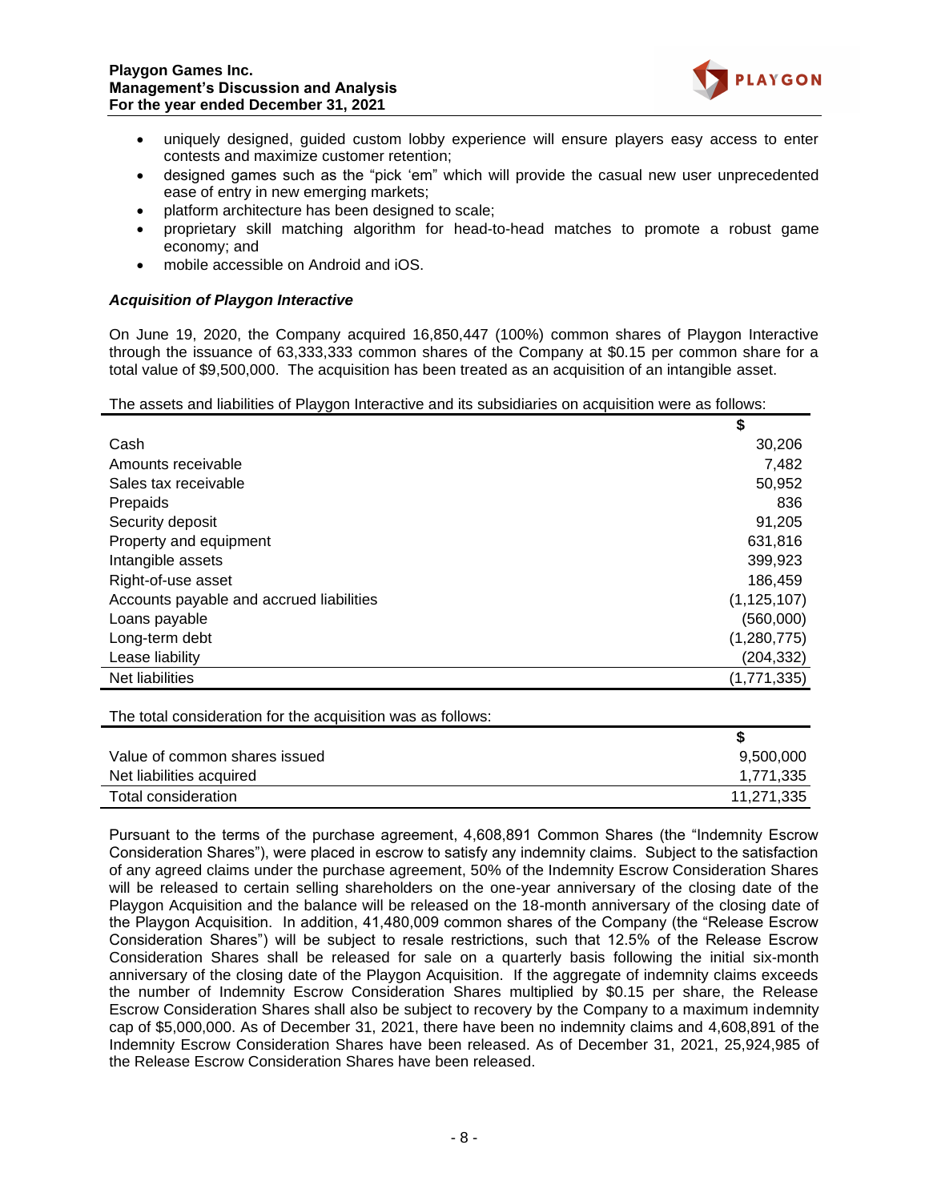- uniquely designed, guided custom lobby experience will ensure players easy access to enter contests and maximize customer retention;
- designed games such as the "pick 'em" which will provide the casual new user unprecedented ease of entry in new emerging markets;
- platform architecture has been designed to scale;
- proprietary skill matching algorithm for head-to-head matches to promote a robust game economy; and
- mobile accessible on Android and iOS.

***Acquisition of Playgon Interactive***

On June 19, 2020, the Company acquired 16,850,447 (100%) common shares of Playgon Interactive through the issuance of 63,333,333 common shares of the Company at $0.15 per common share for a total value of $9,500,000. The acquisition has been treated as an acquisition of an intangible asset.

The assets and liabilities of Playgon Interactive and its subsidiaries on acquisition were as follows:

| | $ |
|---|---|
| Cash | 30,206 |
| Amounts receivable | 7,482 |
| Sales tax receivable | 50,952 |
| Prepaids | 836 |
| Security deposit | 91,205 |
| Property and equipment | 631,816 |
| Intangible assets | 399,923 |
| Right-of-use asset | 186,459 |
| Accounts payable and accrued liabilities | (1,125,107) |
| Loans payable | (560,000) |
| Long-term debt | (1,280,775) |
| Lease liability | (204,332) |
| Net liabilities | (1,771,335) |

The total consideration for the acquisition was as follows:

| | $ |
|---|---|
| Value of common shares issued | 9,500,000 |
| Net liabilities acquired | 1,771,335 |
| Total consideration | 11,271,335 |

Pursuant to the terms of the purchase agreement, 4,608,891 Common Shares (the "Indemnity Escrow Consideration Shares"), were placed in escrow to satisfy any indemnity claims. Subject to the satisfaction of any agreed claims under the purchase agreement, 50% of the Indemnity Escrow Consideration Shares will be released to certain selling shareholders on the one-year anniversary of the closing date of the Playgon Acquisition and the balance will be released on the 18-month anniversary of the closing date of the Playgon Acquisition. In addition, 41,480,009 common shares of the Company (the "Release Escrow Consideration Shares") will be subject to resale restrictions, such that 12.5% of the Release Escrow Consideration Shares shall be released for sale on a quarterly basis following the initial six-month anniversary of the closing date of the Playgon Acquisition. If the aggregate of indemnity claims exceeds the number of Indemnity Escrow Consideration Shares multiplied by $0.15 per share, the Release Escrow Consideration Shares shall also be subject to recovery by the Company to a maximum indemnity cap of $5,000,000. As of December 31, 2021, there have been no indemnity claims and 4,608,891 of the Indemnity Escrow Consideration Shares have been released. As of December 31, 2021, 25,924,985 of the Release Escrow Consideration Shares have been released.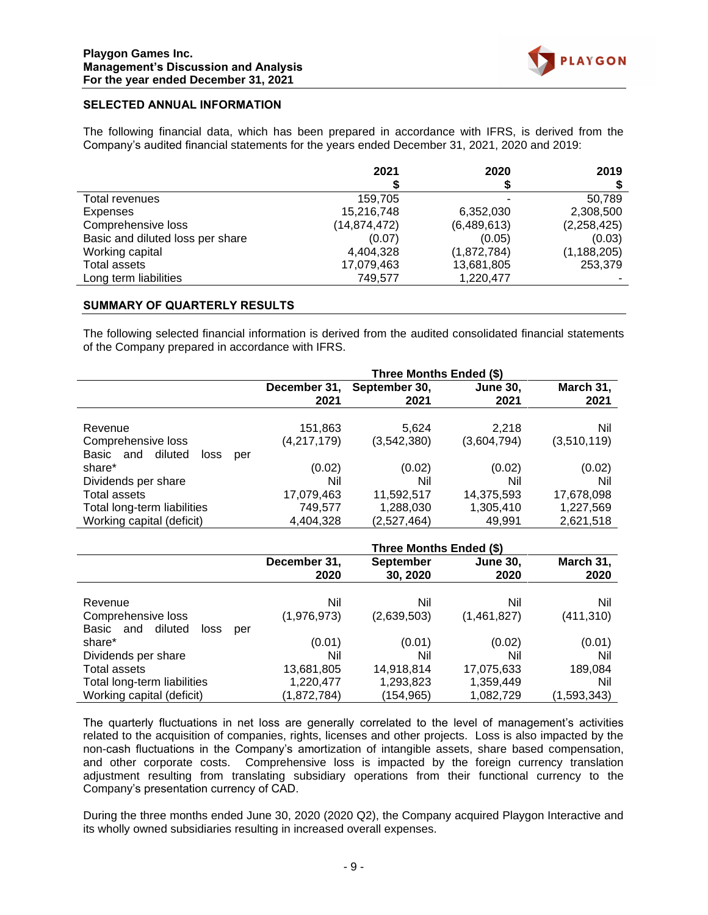## SELECTED ANNUAL INFORMATION

The following financial data, which has been prepared in accordance with IFRS, is derived from the Company's audited financial statements for the years ended December 31, 2021, 2020 and 2019:

| | 2021 $ | 2020 $ | 2019 $ |
|---|---|---|---|
| Total revenues | 159,705 | - | 50,789 |
| Expenses | 15,216,748 | 6,352,030 | 2,308,500 |
| Comprehensive loss | (14,874,472) | (6,489,613) | (2,258,425) |
| Basic and diluted loss per share | (0.07) | (0.05) | (0.03) |
| Working capital | 4,404,328 | (1,872,784) | (1,188,205) |
| Total assets | 17,079,463 | 13,681,805 | 253,379 |
| Long term liabilities | 749,577 | 1,220,477 | - |

## SUMMARY OF QUARTERLY RESULTS

The following selected financial information is derived from the audited consolidated financial statements of the Company prepared in accordance with IFRS.

| | Three Months Ended ($) | | | |
|---|---|---|---|---|
| | December 31, 2021 | September 30, 2021 | June 30, 2021 | March 31, 2021 |
| Revenue | 151,863 | 5,624 | 2,218 | Nil |
| Comprehensive loss | (4,217,179) | (3,542,380) | (3,604,794) | (3,510,119) |
| Basic and diluted loss per share* | (0.02) | (0.02) | (0.02) | (0.02) |
| Dividends per share | Nil | Nil | Nil | Nil |
| Total assets | 17,079,463 | 11,592,517 | 14,375,593 | 17,678,098 |
| Total long-term liabilities | 749,577 | 1,288,030 | 1,305,410 | 1,227,569 |
| Working capital (deficit) | 4,404,328 | (2,527,464) | 49,991 | 2,621,518 |

| | Three Months Ended ($) | | | |
|---|---|---|---|---|
| | December 31, 2020 | September 30, 2020 | June 30, 2020 | March 31, 2020 |
| Revenue | Nil | Nil | Nil | Nil |
| Comprehensive loss | (1,976,973) | (2,639,503) | (1,461,827) | (411,310) |
| Basic and diluted loss per share* | (0.01) | (0.01) | (0.02) | (0.01) |
| Dividends per share | Nil | Nil | Nil | Nil |
| Total assets | 13,681,805 | 14,918,814 | 17,075,633 | 189,084 |
| Total long-term liabilities | 1,220,477 | 1,293,823 | 1,359,449 | Nil |
| Working capital (deficit) | (1,872,784) | (154,965) | 1,082,729 | (1,593,343) |

The quarterly fluctuations in net loss are generally correlated to the level of management's activities related to the acquisition of companies, rights, licenses and other projects. Loss is also impacted by the non-cash fluctuations in the Company's amortization of intangible assets, share based compensation, and other corporate costs. Comprehensive loss is impacted by the foreign currency translation adjustment resulting from translating subsidiary operations from their functional currency to the Company's presentation currency of CAD.

During the three months ended June 30, 2020 (2020 Q2), the Company acquired Playgon Interactive and its wholly owned subsidiaries resulting in increased overall expenses.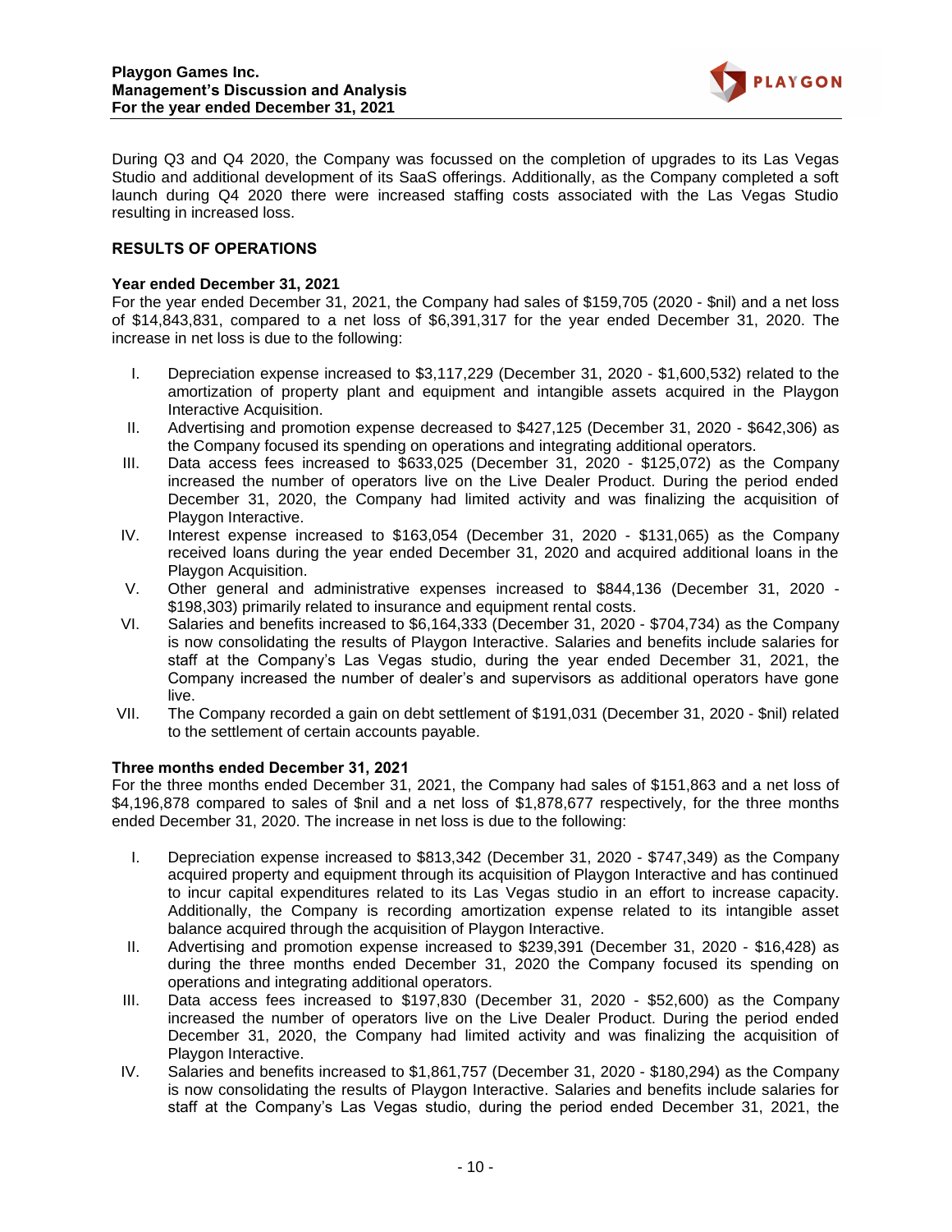During Q3 and Q4 2020, the Company was focussed on the completion of upgrades to its Las Vegas Studio and additional development of its SaaS offerings. Additionally, as the Company completed a soft launch during Q4 2020 there were increased staffing costs associated with the Las Vegas Studio resulting in increased loss.

## RESULTS OF OPERATIONS

### Year ended December 31, 2021

For the year ended December 31, 2021, the Company had sales of $159,705 (2020 - $nil) and a net loss of $14,843,831, compared to a net loss of $6,391,317 for the year ended December 31, 2020. The increase in net loss is due to the following:

I. Depreciation expense increased to $3,117,229 (December 31, 2020 - $1,600,532) related to the amortization of property plant and equipment and intangible assets acquired in the Playgon Interactive Acquisition.

II. Advertising and promotion expense decreased to $427,125 (December 31, 2020 - $642,306) as the Company focused its spending on operations and integrating additional operators.

III. Data access fees increased to $633,025 (December 31, 2020 - $125,072) as the Company increased the number of operators live on the Live Dealer Product. During the period ended December 31, 2020, the Company had limited activity and was finalizing the acquisition of Playgon Interactive.

IV. Interest expense increased to $163,054 (December 31, 2020 - $131,065) as the Company received loans during the year ended December 31, 2020 and acquired additional loans in the Playgon Acquisition.

V. Other general and administrative expenses increased to $844,136 (December 31, 2020 - $198,303) primarily related to insurance and equipment rental costs.

VI. Salaries and benefits increased to $6,164,333 (December 31, 2020 - $704,734) as the Company is now consolidating the results of Playgon Interactive. Salaries and benefits include salaries for staff at the Company's Las Vegas studio, during the year ended December 31, 2021, the Company increased the number of dealer's and supervisors as additional operators have gone live.

VII. The Company recorded a gain on debt settlement of $191,031 (December 31, 2020 - $nil) related to the settlement of certain accounts payable.

### Three months ended December 31, 2021

For the three months ended December 31, 2021, the Company had sales of $151,863 and a net loss of $4,196,878 compared to sales of $nil and a net loss of $1,878,677 respectively, for the three months ended December 31, 2020. The increase in net loss is due to the following:

I. Depreciation expense increased to $813,342 (December 31, 2020 - $747,349) as the Company acquired property and equipment through its acquisition of Playgon Interactive and has continued to incur capital expenditures related to its Las Vegas studio in an effort to increase capacity. Additionally, the Company is recording amortization expense related to its intangible asset balance acquired through the acquisition of Playgon Interactive.

II. Advertising and promotion expense increased to $239,391 (December 31, 2020 - $16,428) as during the three months ended December 31, 2020 the Company focused its spending on operations and integrating additional operators.

III. Data access fees increased to $197,830 (December 31, 2020 - $52,600) as the Company increased the number of operators live on the Live Dealer Product. During the period ended December 31, 2020, the Company had limited activity and was finalizing the acquisition of Playgon Interactive.

IV. Salaries and benefits increased to $1,861,757 (December 31, 2020 - $180,294) as the Company is now consolidating the results of Playgon Interactive. Salaries and benefits include salaries for staff at the Company's Las Vegas studio, during the period ended December 31, 2021, the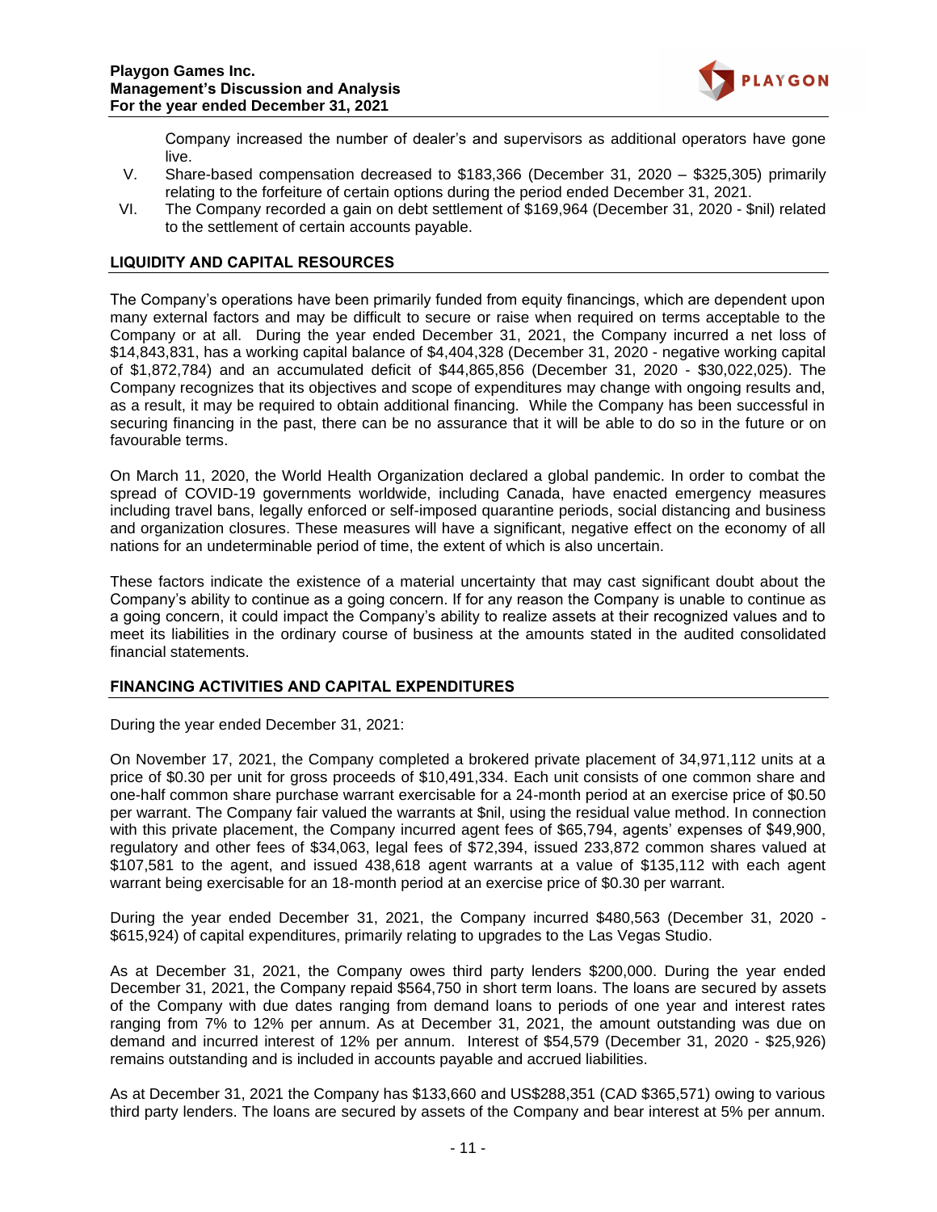Company increased the number of dealer's and supervisors as additional operators have gone live.

V. Share-based compensation decreased to $183,366 (December 31, 2020 – $325,305) primarily relating to the forfeiture of certain options during the period ended December 31, 2021.

VI. The Company recorded a gain on debt settlement of $169,964 (December 31, 2020 - $nil) related to the settlement of certain accounts payable.

## LIQUIDITY AND CAPITAL RESOURCES

The Company's operations have been primarily funded from equity financings, which are dependent upon many external factors and may be difficult to secure or raise when required on terms acceptable to the Company or at all. During the year ended December 31, 2021, the Company incurred a net loss of $14,843,831, has a working capital balance of $4,404,328 (December 31, 2020 - negative working capital of $1,872,784) and an accumulated deficit of $44,865,856 (December 31, 2020 - $30,022,025). The Company recognizes that its objectives and scope of expenditures may change with ongoing results and, as a result, it may be required to obtain additional financing. While the Company has been successful in securing financing in the past, there can be no assurance that it will be able to do so in the future or on favourable terms.

On March 11, 2020, the World Health Organization declared a global pandemic. In order to combat the spread of COVID-19 governments worldwide, including Canada, have enacted emergency measures including travel bans, legally enforced or self-imposed quarantine periods, social distancing and business and organization closures. These measures will have a significant, negative effect on the economy of all nations for an undeterminable period of time, the extent of which is also uncertain.

These factors indicate the existence of a material uncertainty that may cast significant doubt about the Company's ability to continue as a going concern. If for any reason the Company is unable to continue as a going concern, it could impact the Company's ability to realize assets at their recognized values and to meet its liabilities in the ordinary course of business at the amounts stated in the audited consolidated financial statements.

## FINANCING ACTIVITIES AND CAPITAL EXPENDITURES

During the year ended December 31, 2021:

On November 17, 2021, the Company completed a brokered private placement of 34,971,112 units at a price of $0.30 per unit for gross proceeds of $10,491,334. Each unit consists of one common share and one-half common share purchase warrant exercisable for a 24-month period at an exercise price of $0.50 per warrant. The Company fair valued the warrants at $nil, using the residual value method. In connection with this private placement, the Company incurred agent fees of $65,794, agents' expenses of $49,900, regulatory and other fees of $34,063, legal fees of $72,394, issued 233,872 common shares valued at $107,581 to the agent, and issued 438,618 agent warrants at a value of $135,112 with each agent warrant being exercisable for an 18-month period at an exercise price of $0.30 per warrant.

During the year ended December 31, 2021, the Company incurred $480,563 (December 31, 2020 - $615,924) of capital expenditures, primarily relating to upgrades to the Las Vegas Studio.

As at December 31, 2021, the Company owes third party lenders $200,000. During the year ended December 31, 2021, the Company repaid $564,750 in short term loans. The loans are secured by assets of the Company with due dates ranging from demand loans to periods of one year and interest rates ranging from 7% to 12% per annum. As at December 31, 2021, the amount outstanding was due on demand and incurred interest of 12% per annum. Interest of $54,579 (December 31, 2020 - $25,926) remains outstanding and is included in accounts payable and accrued liabilities.

As at December 31, 2021 the Company has $133,660 and US$288,351 (CAD $365,571) owing to various third party lenders. The loans are secured by assets of the Company and bear interest at 5% per annum.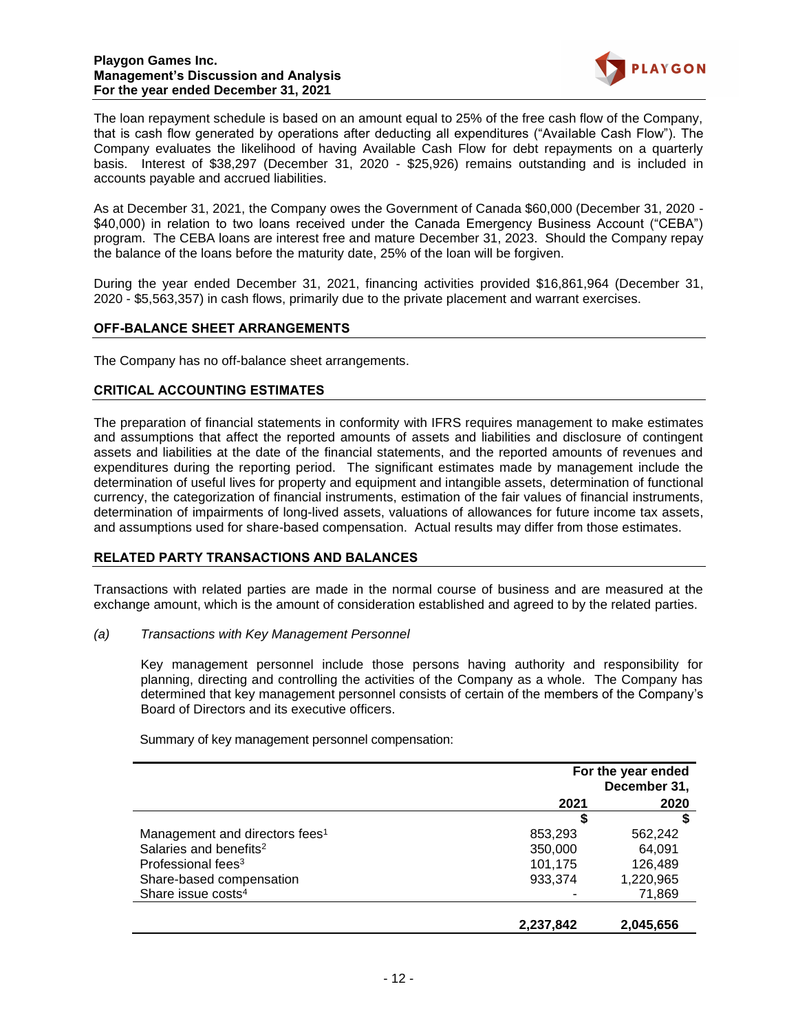The loan repayment schedule is based on an amount equal to 25% of the free cash flow of the Company, that is cash flow generated by operations after deducting all expenditures ("Available Cash Flow"). The Company evaluates the likelihood of having Available Cash Flow for debt repayments on a quarterly basis. Interest of $38,297 (December 31, 2020 - $25,926) remains outstanding and is included in accounts payable and accrued liabilities.

As at December 31, 2021, the Company owes the Government of Canada $60,000 (December 31, 2020 - $40,000) in relation to two loans received under the Canada Emergency Business Account ("CEBA") program. The CEBA loans are interest free and mature December 31, 2023. Should the Company repay the balance of the loans before the maturity date, 25% of the loan will be forgiven.

During the year ended December 31, 2021, financing activities provided $16,861,964 (December 31, 2020 - $5,563,357) in cash flows, primarily due to the private placement and warrant exercises.

## OFF-BALANCE SHEET ARRANGEMENTS

The Company has no off-balance sheet arrangements.

## CRITICAL ACCOUNTING ESTIMATES

The preparation of financial statements in conformity with IFRS requires management to make estimates and assumptions that affect the reported amounts of assets and liabilities and disclosure of contingent assets and liabilities at the date of the financial statements, and the reported amounts of revenues and expenditures during the reporting period. The significant estimates made by management include the determination of useful lives for property and equipment and intangible assets, determination of functional currency, the categorization of financial instruments, estimation of the fair values of financial instruments, determination of impairments of long-lived assets, valuations of allowances for future income tax assets, and assumptions used for share-based compensation. Actual results may differ from those estimates.

## RELATED PARTY TRANSACTIONS AND BALANCES

Transactions with related parties are made in the normal course of business and are measured at the exchange amount, which is the amount of consideration established and agreed to by the related parties.

*(a) Transactions with Key Management Personnel*

Key management personnel include those persons having authority and responsibility for planning, directing and controlling the activities of the Company as a whole. The Company has determined that key management personnel consists of certain of the members of the Company's Board of Directors and its executive officers.

Summary of key management personnel compensation:

| | For the year ended December 31, | |
|---|---|---|
| | 2021 | 2020 |
| | $ | $ |
| Management and directors fees[1] | 853,293 | 562,242 |
| Salaries and benefits[2] | 350,000 | 64,091 |
| Professional fees[3] | 101,175 | 126,489 |
| Share-based compensation | 933,374 | 1,220,965 |
| Share issue costs[4] | - | 71,869 |
| | **2,237,842** | **2,045,656** |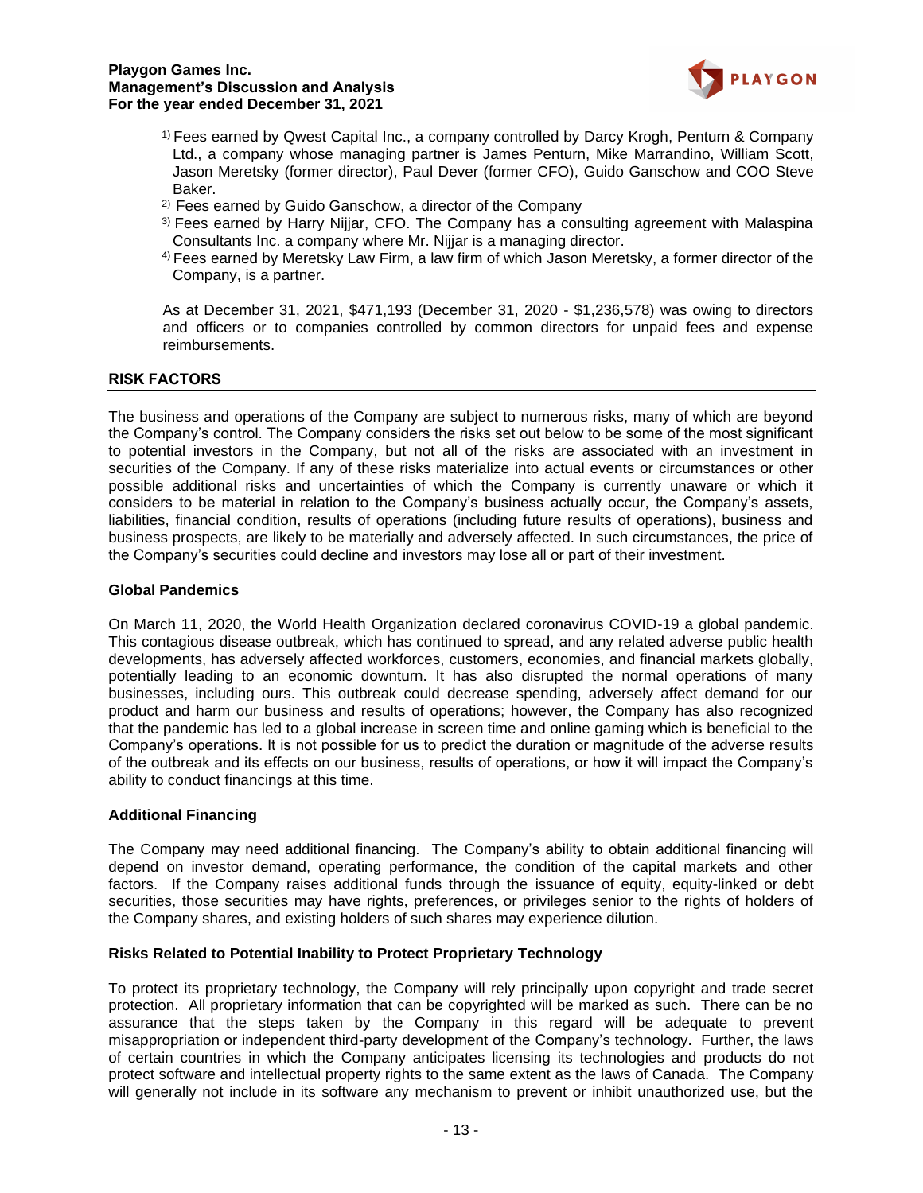1) Fees earned by Qwest Capital Inc., a company controlled by Darcy Krogh, Penturn & Company Ltd., a company whose managing partner is James Penturn, Mike Marrandino, William Scott, Jason Meretsky (former director), Paul Dever (former CFO), Guido Ganschow and COO Steve Baker.

2) Fees earned by Guido Ganschow, a director of the Company

3) Fees earned by Harry Nijjar, CFO. The Company has a consulting agreement with Malaspina Consultants Inc. a company where Mr. Nijjar is a managing director.

4) Fees earned by Meretsky Law Firm, a law firm of which Jason Meretsky, a former director of the Company, is a partner.

As at December 31, 2021, $471,193 (December 31, 2020 - $1,236,578) was owing to directors and officers or to companies controlled by common directors for unpaid fees and expense reimbursements.

## RISK FACTORS

The business and operations of the Company are subject to numerous risks, many of which are beyond the Company's control. The Company considers the risks set out below to be some of the most significant to potential investors in the Company, but not all of the risks are associated with an investment in securities of the Company. If any of these risks materialize into actual events or circumstances or other possible additional risks and uncertainties of which the Company is currently unaware or which it considers to be material in relation to the Company's business actually occur, the Company's assets, liabilities, financial condition, results of operations (including future results of operations), business and business prospects, are likely to be materially and adversely affected. In such circumstances, the price of the Company's securities could decline and investors may lose all or part of their investment.

### Global Pandemics

On March 11, 2020, the World Health Organization declared coronavirus COVID-19 a global pandemic. This contagious disease outbreak, which has continued to spread, and any related adverse public health developments, has adversely affected workforces, customers, economies, and financial markets globally, potentially leading to an economic downturn. It has also disrupted the normal operations of many businesses, including ours. This outbreak could decrease spending, adversely affect demand for our product and harm our business and results of operations; however, the Company has also recognized that the pandemic has led to a global increase in screen time and online gaming which is beneficial to the Company's operations. It is not possible for us to predict the duration or magnitude of the adverse results of the outbreak and its effects on our business, results of operations, or how it will impact the Company's ability to conduct financings at this time.

### Additional Financing

The Company may need additional financing. The Company's ability to obtain additional financing will depend on investor demand, operating performance, the condition of the capital markets and other factors. If the Company raises additional funds through the issuance of equity, equity-linked or debt securities, those securities may have rights, preferences, or privileges senior to the rights of holders of the Company shares, and existing holders of such shares may experience dilution.

### Risks Related to Potential Inability to Protect Proprietary Technology

To protect its proprietary technology, the Company will rely principally upon copyright and trade secret protection. All proprietary information that can be copyrighted will be marked as such. There can be no assurance that the steps taken by the Company in this regard will be adequate to prevent misappropriation or independent third-party development of the Company's technology. Further, the laws of certain countries in which the Company anticipates licensing its technologies and products do not protect software and intellectual property rights to the same extent as the laws of Canada. The Company will generally not include in its software any mechanism to prevent or inhibit unauthorized use, but the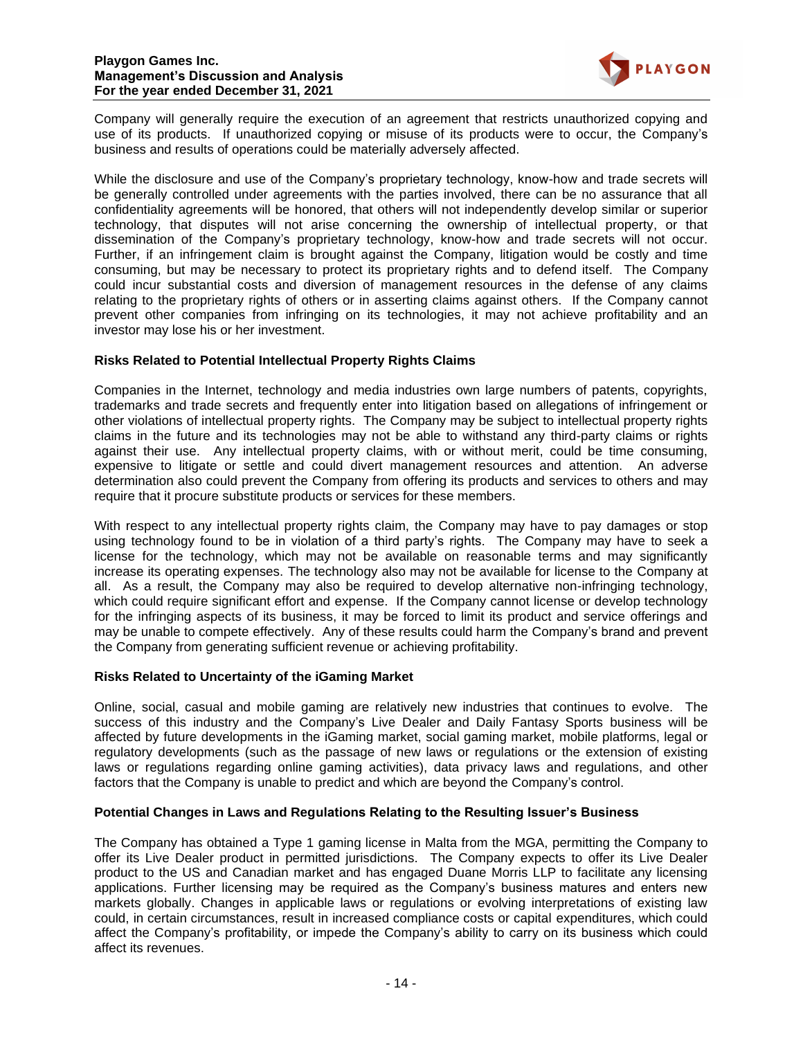Company will generally require the execution of an agreement that restricts unauthorized copying and use of its products. If unauthorized copying or misuse of its products were to occur, the Company's business and results of operations could be materially adversely affected.

While the disclosure and use of the Company's proprietary technology, know-how and trade secrets will be generally controlled under agreements with the parties involved, there can be no assurance that all confidentiality agreements will be honored, that others will not independently develop similar or superior technology, that disputes will not arise concerning the ownership of intellectual property, or that dissemination of the Company's proprietary technology, know-how and trade secrets will not occur. Further, if an infringement claim is brought against the Company, litigation would be costly and time consuming, but may be necessary to protect its proprietary rights and to defend itself. The Company could incur substantial costs and diversion of management resources in the defense of any claims relating to the proprietary rights of others or in asserting claims against others. If the Company cannot prevent other companies from infringing on its technologies, it may not achieve profitability and an investor may lose his or her investment.

**Risks Related to Potential Intellectual Property Rights Claims**

Companies in the Internet, technology and media industries own large numbers of patents, copyrights, trademarks and trade secrets and frequently enter into litigation based on allegations of infringement or other violations of intellectual property rights. The Company may be subject to intellectual property rights claims in the future and its technologies may not be able to withstand any third-party claims or rights against their use. Any intellectual property claims, with or without merit, could be time consuming, expensive to litigate or settle and could divert management resources and attention. An adverse determination also could prevent the Company from offering its products and services to others and may require that it procure substitute products or services for these members.

With respect to any intellectual property rights claim, the Company may have to pay damages or stop using technology found to be in violation of a third party's rights. The Company may have to seek a license for the technology, which may not be available on reasonable terms and may significantly increase its operating expenses. The technology also may not be available for license to the Company at all. As a result, the Company may also be required to develop alternative non-infringing technology, which could require significant effort and expense. If the Company cannot license or develop technology for the infringing aspects of its business, it may be forced to limit its product and service offerings and may be unable to compete effectively. Any of these results could harm the Company's brand and prevent the Company from generating sufficient revenue or achieving profitability.

**Risks Related to Uncertainty of the iGaming Market**

Online, social, casual and mobile gaming are relatively new industries that continues to evolve. The success of this industry and the Company's Live Dealer and Daily Fantasy Sports business will be affected by future developments in the iGaming market, social gaming market, mobile platforms, legal or regulatory developments (such as the passage of new laws or regulations or the extension of existing laws or regulations regarding online gaming activities), data privacy laws and regulations, and other factors that the Company is unable to predict and which are beyond the Company's control.

**Potential Changes in Laws and Regulations Relating to the Resulting Issuer's Business**

The Company has obtained a Type 1 gaming license in Malta from the MGA, permitting the Company to offer its Live Dealer product in permitted jurisdictions. The Company expects to offer its Live Dealer product to the US and Canadian market and has engaged Duane Morris LLP to facilitate any licensing applications. Further licensing may be required as the Company's business matures and enters new markets globally. Changes in applicable laws or regulations or evolving interpretations of existing law could, in certain circumstances, result in increased compliance costs or capital expenditures, which could affect the Company's profitability, or impede the Company's ability to carry on its business which could affect its revenues.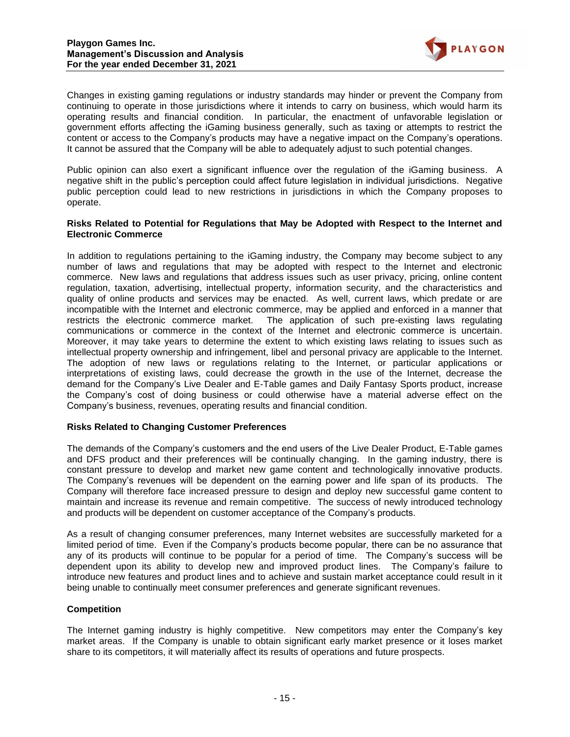Changes in existing gaming regulations or industry standards may hinder or prevent the Company from continuing to operate in those jurisdictions where it intends to carry on business, which would harm its operating results and financial condition. In particular, the enactment of unfavorable legislation or government efforts affecting the iGaming business generally, such as taxing or attempts to restrict the content or access to the Company's products may have a negative impact on the Company's operations. It cannot be assured that the Company will be able to adequately adjust to such potential changes.

Public opinion can also exert a significant influence over the regulation of the iGaming business. A negative shift in the public's perception could affect future legislation in individual jurisdictions. Negative public perception could lead to new restrictions in jurisdictions in which the Company proposes to operate.

**Risks Related to Potential for Regulations that May be Adopted with Respect to the Internet and Electronic Commerce**

In addition to regulations pertaining to the iGaming industry, the Company may become subject to any number of laws and regulations that may be adopted with respect to the Internet and electronic commerce. New laws and regulations that address issues such as user privacy, pricing, online content regulation, taxation, advertising, intellectual property, information security, and the characteristics and quality of online products and services may be enacted. As well, current laws, which predate or are incompatible with the Internet and electronic commerce, may be applied and enforced in a manner that restricts the electronic commerce market. The application of such pre-existing laws regulating communications or commerce in the context of the Internet and electronic commerce is uncertain. Moreover, it may take years to determine the extent to which existing laws relating to issues such as intellectual property ownership and infringement, libel and personal privacy are applicable to the Internet. The adoption of new laws or regulations relating to the Internet, or particular applications or interpretations of existing laws, could decrease the growth in the use of the Internet, decrease the demand for the Company's Live Dealer and E-Table games and Daily Fantasy Sports product, increase the Company's cost of doing business or could otherwise have a material adverse effect on the Company's business, revenues, operating results and financial condition.

**Risks Related to Changing Customer Preferences**

The demands of the Company's customers and the end users of the Live Dealer Product, E-Table games and DFS product and their preferences will be continually changing. In the gaming industry, there is constant pressure to develop and market new game content and technologically innovative products. The Company's revenues will be dependent on the earning power and life span of its products. The Company will therefore face increased pressure to design and deploy new successful game content to maintain and increase its revenue and remain competitive. The success of newly introduced technology and products will be dependent on customer acceptance of the Company's products.

As a result of changing consumer preferences, many Internet websites are successfully marketed for a limited period of time. Even if the Company's products become popular, there can be no assurance that any of its products will continue to be popular for a period of time. The Company's success will be dependent upon its ability to develop new and improved product lines. The Company's failure to introduce new features and product lines and to achieve and sustain market acceptance could result in it being unable to continually meet consumer preferences and generate significant revenues.

**Competition**

The Internet gaming industry is highly competitive. New competitors may enter the Company's key market areas. If the Company is unable to obtain significant early market presence or it loses market share to its competitors, it will materially affect its results of operations and future prospects.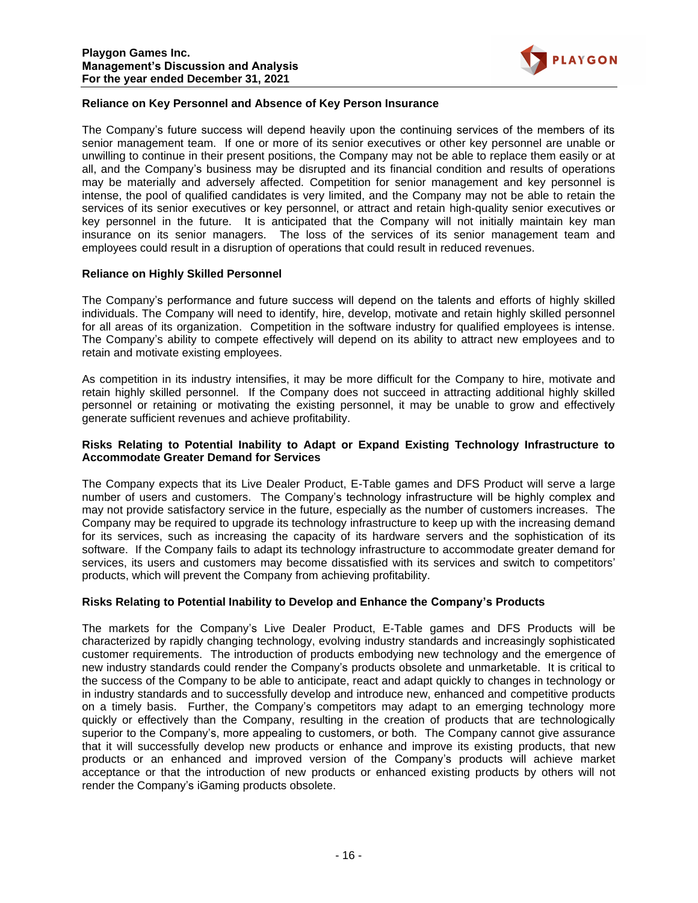**Reliance on Key Personnel and Absence of Key Person Insurance**

The Company's future success will depend heavily upon the continuing services of the members of its senior management team. If one or more of its senior executives or other key personnel are unable or unwilling to continue in their present positions, the Company may not be able to replace them easily or at all, and the Company's business may be disrupted and its financial condition and results of operations may be materially and adversely affected. Competition for senior management and key personnel is intense, the pool of qualified candidates is very limited, and the Company may not be able to retain the services of its senior executives or key personnel, or attract and retain high-quality senior executives or key personnel in the future. It is anticipated that the Company will not initially maintain key man insurance on its senior managers. The loss of the services of its senior management team and employees could result in a disruption of operations that could result in reduced revenues.

**Reliance on Highly Skilled Personnel**

The Company's performance and future success will depend on the talents and efforts of highly skilled individuals. The Company will need to identify, hire, develop, motivate and retain highly skilled personnel for all areas of its organization. Competition in the software industry for qualified employees is intense. The Company's ability to compete effectively will depend on its ability to attract new employees and to retain and motivate existing employees.

As competition in its industry intensifies, it may be more difficult for the Company to hire, motivate and retain highly skilled personnel. If the Company does not succeed in attracting additional highly skilled personnel or retaining or motivating the existing personnel, it may be unable to grow and effectively generate sufficient revenues and achieve profitability.

**Risks Relating to Potential Inability to Adapt or Expand Existing Technology Infrastructure to Accommodate Greater Demand for Services**

The Company expects that its Live Dealer Product, E-Table games and DFS Product will serve a large number of users and customers. The Company's technology infrastructure will be highly complex and may not provide satisfactory service in the future, especially as the number of customers increases. The Company may be required to upgrade its technology infrastructure to keep up with the increasing demand for its services, such as increasing the capacity of its hardware servers and the sophistication of its software. If the Company fails to adapt its technology infrastructure to accommodate greater demand for services, its users and customers may become dissatisfied with its services and switch to competitors' products, which will prevent the Company from achieving profitability.

**Risks Relating to Potential Inability to Develop and Enhance the Company's Products**

The markets for the Company's Live Dealer Product, E-Table games and DFS Products will be characterized by rapidly changing technology, evolving industry standards and increasingly sophisticated customer requirements. The introduction of products embodying new technology and the emergence of new industry standards could render the Company's products obsolete and unmarketable. It is critical to the success of the Company to be able to anticipate, react and adapt quickly to changes in technology or in industry standards and to successfully develop and introduce new, enhanced and competitive products on a timely basis. Further, the Company's competitors may adapt to an emerging technology more quickly or effectively than the Company, resulting in the creation of products that are technologically superior to the Company's, more appealing to customers, or both. The Company cannot give assurance that it will successfully develop new products or enhance and improve its existing products, that new products or an enhanced and improved version of the Company's products will achieve market acceptance or that the introduction of new products or enhanced existing products by others will not render the Company's iGaming products obsolete.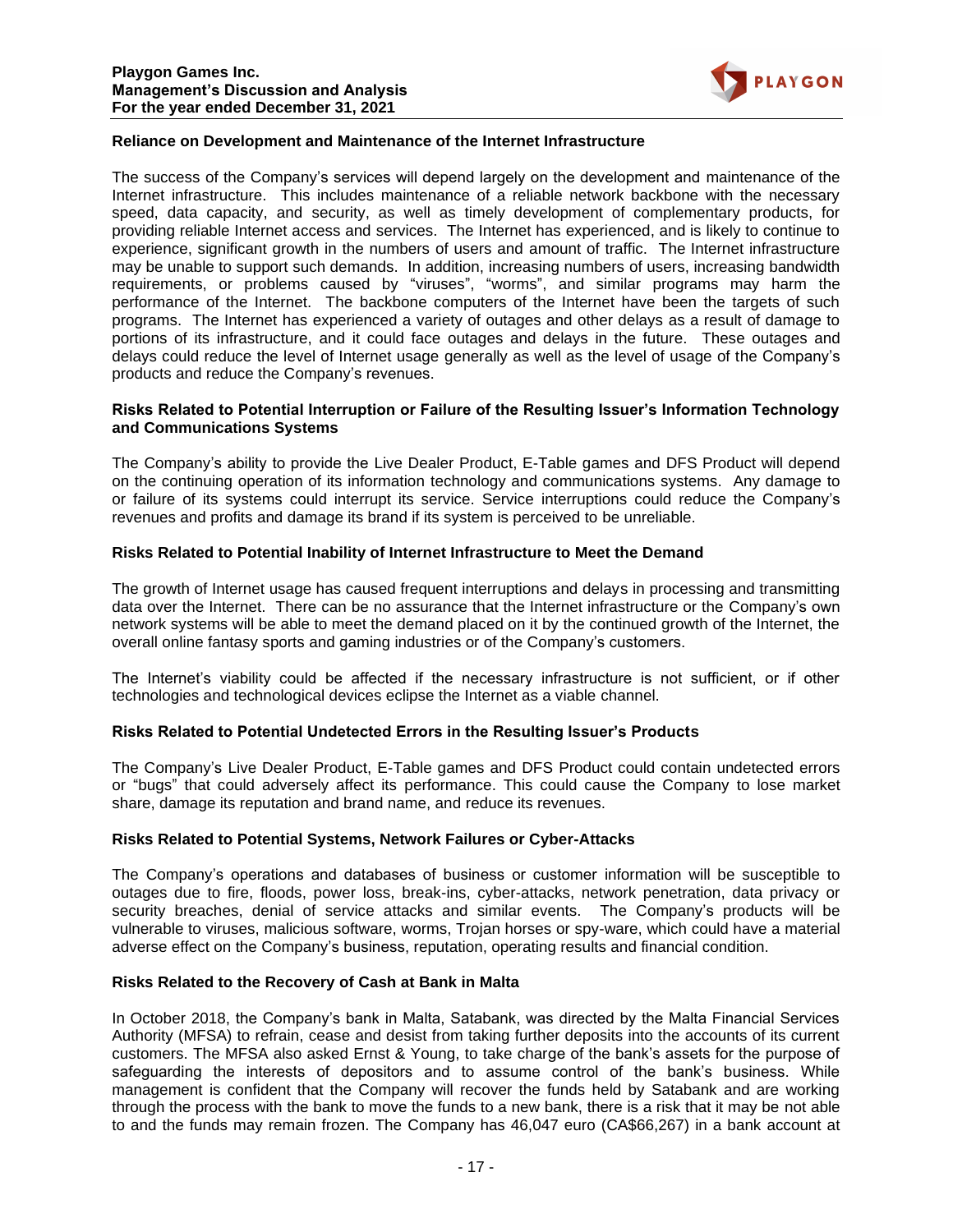**Reliance on Development and Maintenance of the Internet Infrastructure**

The success of the Company's services will depend largely on the development and maintenance of the Internet infrastructure. This includes maintenance of a reliable network backbone with the necessary speed, data capacity, and security, as well as timely development of complementary products, for providing reliable Internet access and services. The Internet has experienced, and is likely to continue to experience, significant growth in the numbers of users and amount of traffic. The Internet infrastructure may be unable to support such demands. In addition, increasing numbers of users, increasing bandwidth requirements, or problems caused by "viruses", "worms", and similar programs may harm the performance of the Internet. The backbone computers of the Internet have been the targets of such programs. The Internet has experienced a variety of outages and other delays as a result of damage to portions of its infrastructure, and it could face outages and delays in the future. These outages and delays could reduce the level of Internet usage generally as well as the level of usage of the Company's products and reduce the Company's revenues.

**Risks Related to Potential Interruption or Failure of the Resulting Issuer's Information Technology and Communications Systems**

The Company's ability to provide the Live Dealer Product, E-Table games and DFS Product will depend on the continuing operation of its information technology and communications systems. Any damage to or failure of its systems could interrupt its service. Service interruptions could reduce the Company's revenues and profits and damage its brand if its system is perceived to be unreliable.

**Risks Related to Potential Inability of Internet Infrastructure to Meet the Demand**

The growth of Internet usage has caused frequent interruptions and delays in processing and transmitting data over the Internet. There can be no assurance that the Internet infrastructure or the Company's own network systems will be able to meet the demand placed on it by the continued growth of the Internet, the overall online fantasy sports and gaming industries or of the Company's customers.

The Internet's viability could be affected if the necessary infrastructure is not sufficient, or if other technologies and technological devices eclipse the Internet as a viable channel.

**Risks Related to Potential Undetected Errors in the Resulting Issuer's Products**

The Company's Live Dealer Product, E-Table games and DFS Product could contain undetected errors or "bugs" that could adversely affect its performance. This could cause the Company to lose market share, damage its reputation and brand name, and reduce its revenues.

**Risks Related to Potential Systems, Network Failures or Cyber-Attacks**

The Company's operations and databases of business or customer information will be susceptible to outages due to fire, floods, power loss, break-ins, cyber-attacks, network penetration, data privacy or security breaches, denial of service attacks and similar events. The Company's products will be vulnerable to viruses, malicious software, worms, Trojan horses or spy-ware, which could have a material adverse effect on the Company's business, reputation, operating results and financial condition.

**Risks Related to the Recovery of Cash at Bank in Malta**

In October 2018, the Company's bank in Malta, Satabank, was directed by the Malta Financial Services Authority (MFSA) to refrain, cease and desist from taking further deposits into the accounts of its current customers. The MFSA also asked Ernst & Young, to take charge of the bank's assets for the purpose of safeguarding the interests of depositors and to assume control of the bank's business. While management is confident that the Company will recover the funds held by Satabank and are working through the process with the bank to move the funds to a new bank, there is a risk that it may be not able to and the funds may remain frozen. The Company has 46,047 euro (CA$66,267) in a bank account at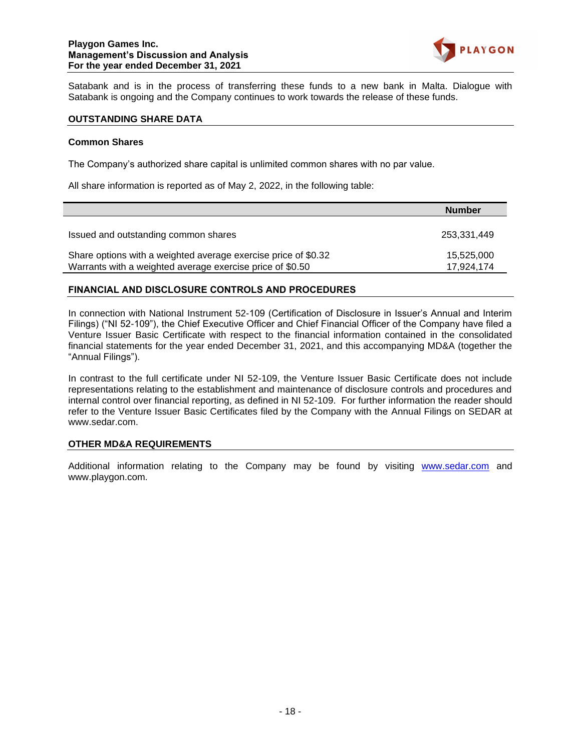Satabank and is in the process of transferring these funds to a new bank in Malta. Dialogue with Satabank is ongoing and the Company continues to work towards the release of these funds.

## OUTSTANDING SHARE DATA

### Common Shares

The Company's authorized share capital is unlimited common shares with no par value.

All share information is reported as of May 2, 2022, in the following table:

| | Number |
|---|---|
| Issued and outstanding common shares | 253,331,449 |
| Share options with a weighted average exercise price of $0.32 | 15,525,000 |
| Warrants with a weighted average exercise price of $0.50 | 17,924,174 |

## FINANCIAL AND DISCLOSURE CONTROLS AND PROCEDURES

In connection with National Instrument 52-109 (Certification of Disclosure in Issuer's Annual and Interim Filings) ("NI 52-109"), the Chief Executive Officer and Chief Financial Officer of the Company have filed a Venture Issuer Basic Certificate with respect to the financial information contained in the consolidated financial statements for the year ended December 31, 2021, and this accompanying MD&A (together the "Annual Filings").

In contrast to the full certificate under NI 52-109, the Venture Issuer Basic Certificate does not include representations relating to the establishment and maintenance of disclosure controls and procedures and internal control over financial reporting, as defined in NI 52-109. For further information the reader should refer to the Venture Issuer Basic Certificates filed by the Company with the Annual Filings on SEDAR at www.sedar.com.

## OTHER MD&A REQUIREMENTS

Additional information relating to the Company may be found by visiting www.sedar.com and www.playgon.com.